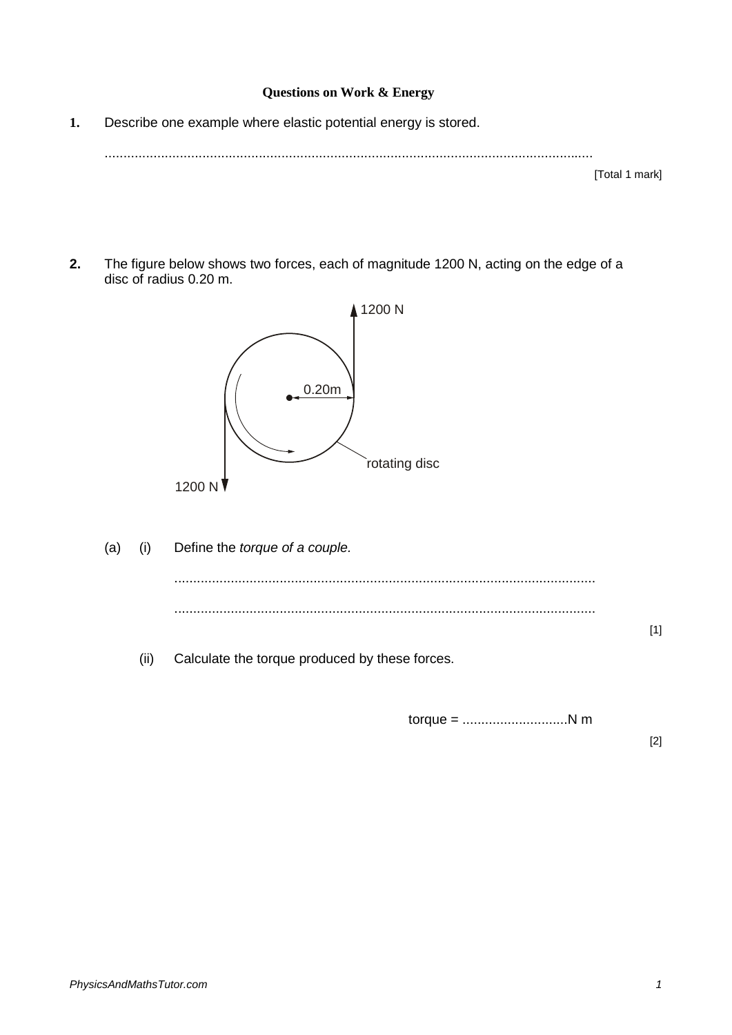# Questions on Work & Energy

**1.** Describe one example where elastic potential energy is stored.

.................................................................................................................................

[Total 1 mark]

**2.** The figure below shows two forces, each of magnitude 1200 N, acting on the edge of a disc of radius 0.20 m.

(a) (i) Define the *torque of a couple.*

..............................................................................................................

..............................................................................................................

[1]

(ii) Calculate the torque produced by these forces.

torque = ............................N m

[2]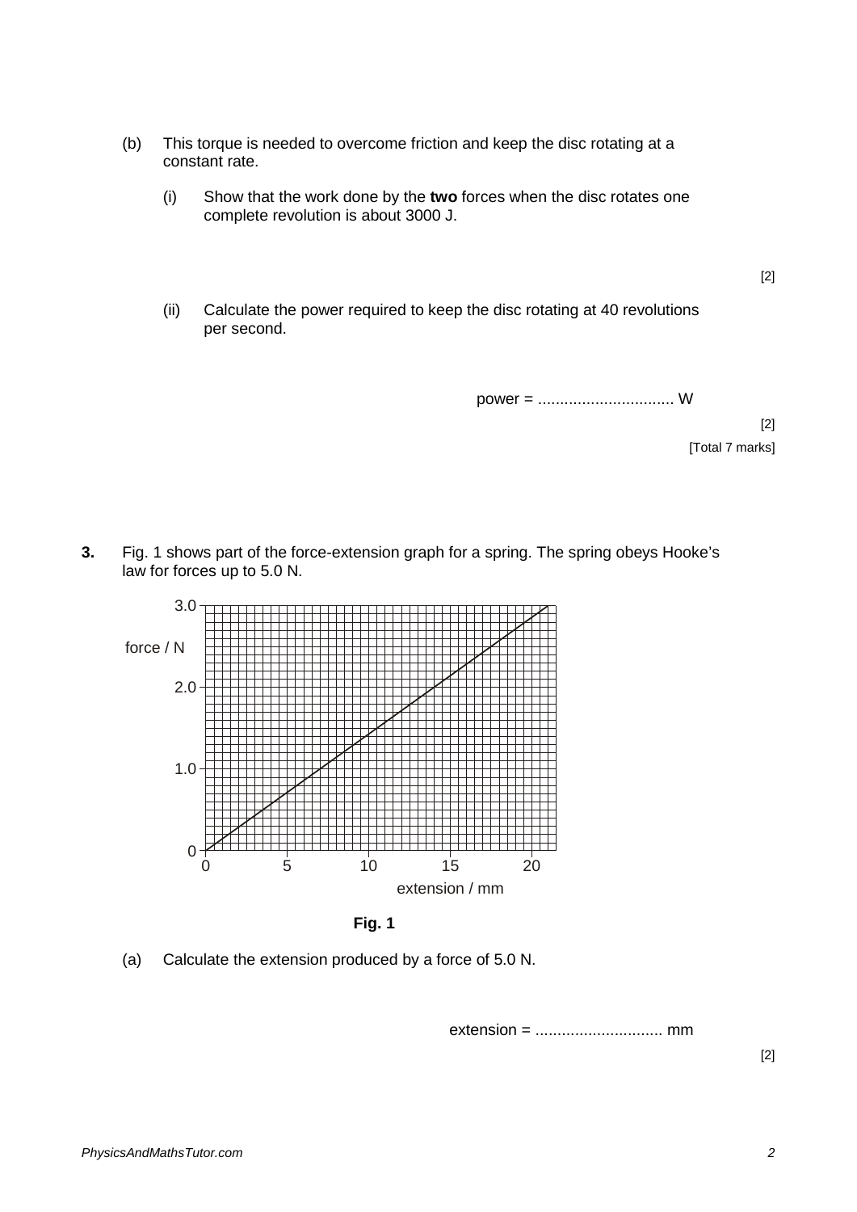(b) This torque is needed to overcome friction and keep the disc rotating at a constant rate.

(i) Show that the work done by the **two** forces when the disc rotates one complete revolution is about 3000 J.

[2]

(ii) Calculate the power required to keep the disc rotating at 40 revolutions per second.

power = .............................. W

[2]

[Total 7 marks]

**3.** Fig. 1 shows part of the force-extension graph for a spring. The spring obeys Hooke's law for forces up to 5.0 N.

**Fig. 1**

(a) Calculate the extension produced by a force of 5.0 N.

extension = ............................ mm

[2]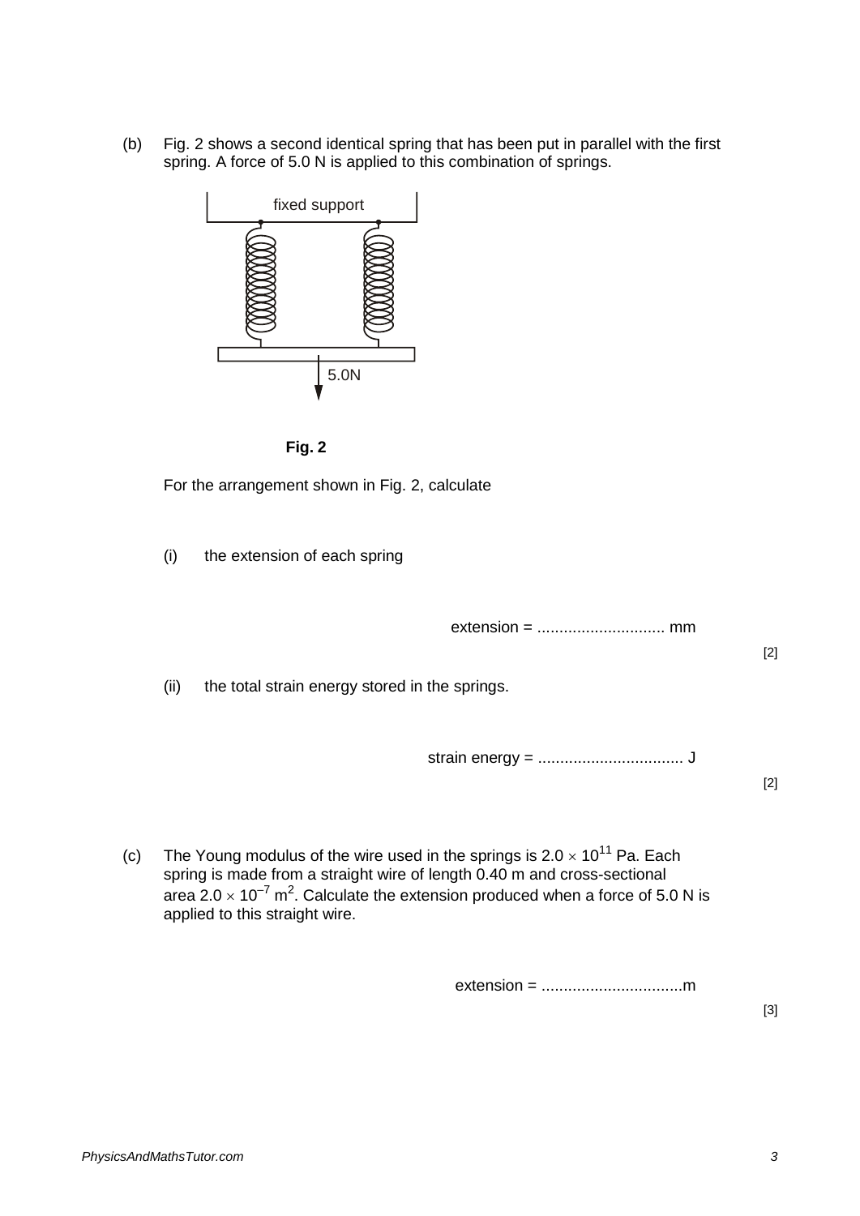(b) Fig. 2 shows a second identical spring that has been put in parallel with the first spring. A force of 5.0 N is applied to this combination of springs.

fixed support

5.0N

**Fig. 2**

For the arrangement shown in Fig. 2, calculate

(i) the extension of each spring

extension = ............................. mm [2]

(ii) the total strain energy stored in the springs.

strain energy = ................................. J [2]

(c) The Young modulus of the wire used in the springs is $2.0 \times 10^{11}$ Pa. Each spring is made from a straight wire of length 0.40 m and cross-sectional area $2.0 \times 10^{-7}$ $m^2$. Calculate the extension produced when a force of 5.0 N is applied to this straight wire.

extension = ................................m [3]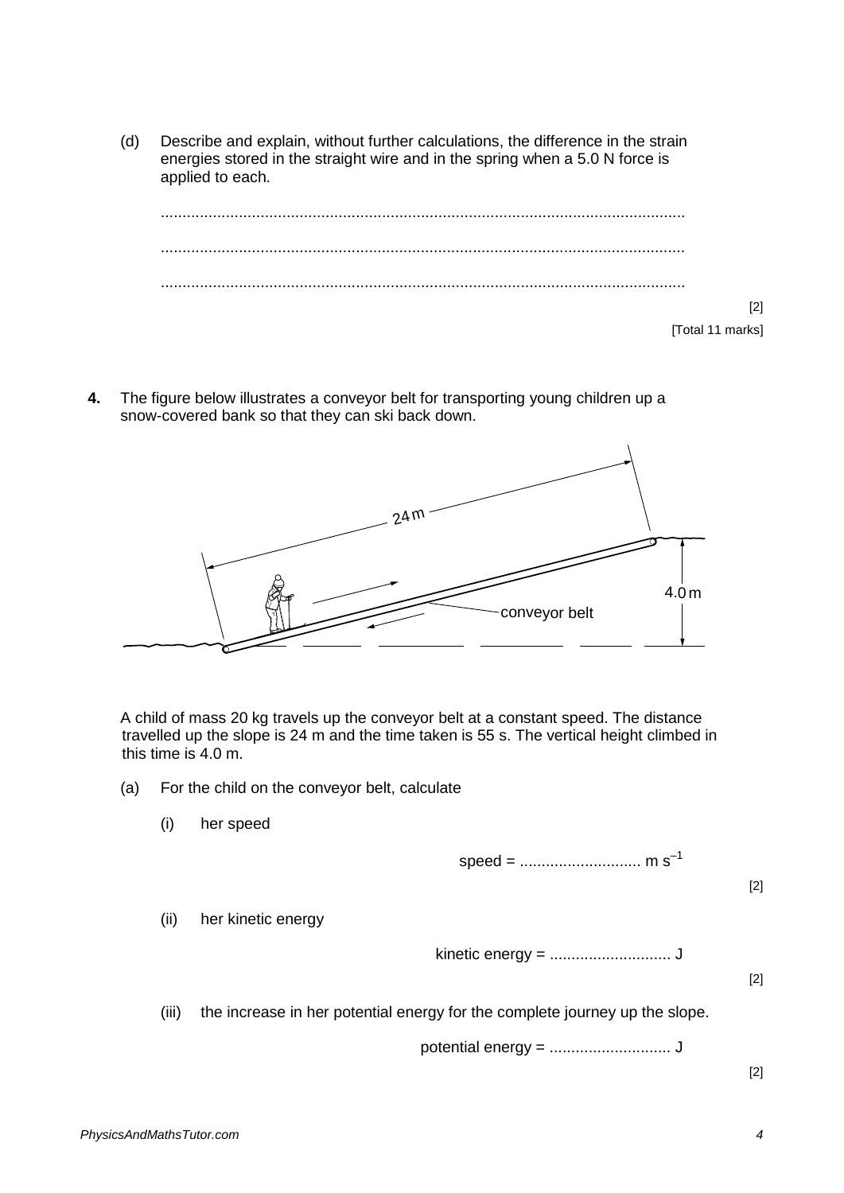(d) Describe and explain, without further calculations, the difference in the strain energies stored in the straight wire and in the spring when a 5.0 N force is applied to each.

...............................................................................................................................

...............................................................................................................................

...............................................................................................................................

[2]

[Total 11 marks]

**4.** The figure below illustrates a conveyor belt for transporting young children up a snow-covered bank so that they can ski back down.

A child of mass 20 kg travels up the conveyor belt at a constant speed. The distance travelled up the slope is 24 m and the time taken is 55 s. The vertical height climbed in this time is 4.0 m.

(a) For the child on the conveyor belt, calculate

(i) her speed

speed = ............................ m $s^{-1}$

[2]

(ii) her kinetic energy

kinetic energy = ............................ J

[2]

(iii) the increase in her potential energy for the complete journey up the slope.

potential energy = ............................ J

[2]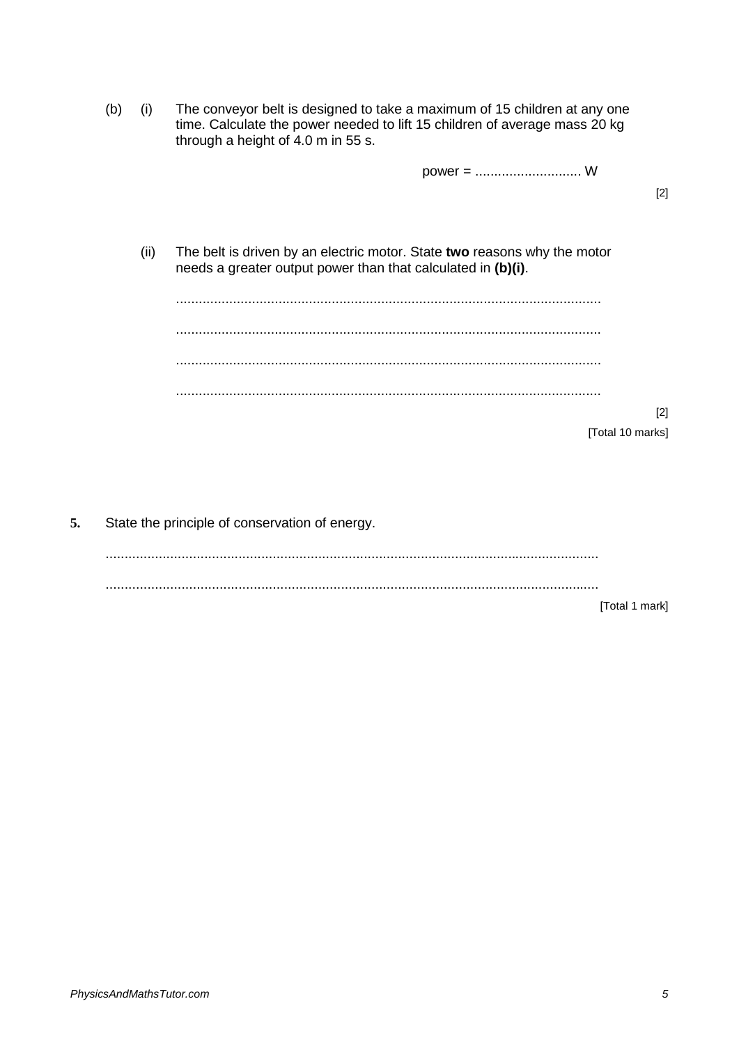(b) (i) The conveyor belt is designed to take a maximum of 15 children at any one time. Calculate the power needed to lift 15 children of average mass 20 kg through a height of 4.0 m in 55 s.

power = ............................ W

[2]

(ii) The belt is driven by an electric motor. State **two** reasons why the motor needs a greater output power than that calculated in **(b)(i)**.

...............................................................................................................

...............................................................................................................

...............................................................................................................

...............................................................................................................

[2]

[Total 10 marks]

**5.** State the principle of conservation of energy.

.................................................................................................................................

.................................................................................................................................

[Total 1 mark]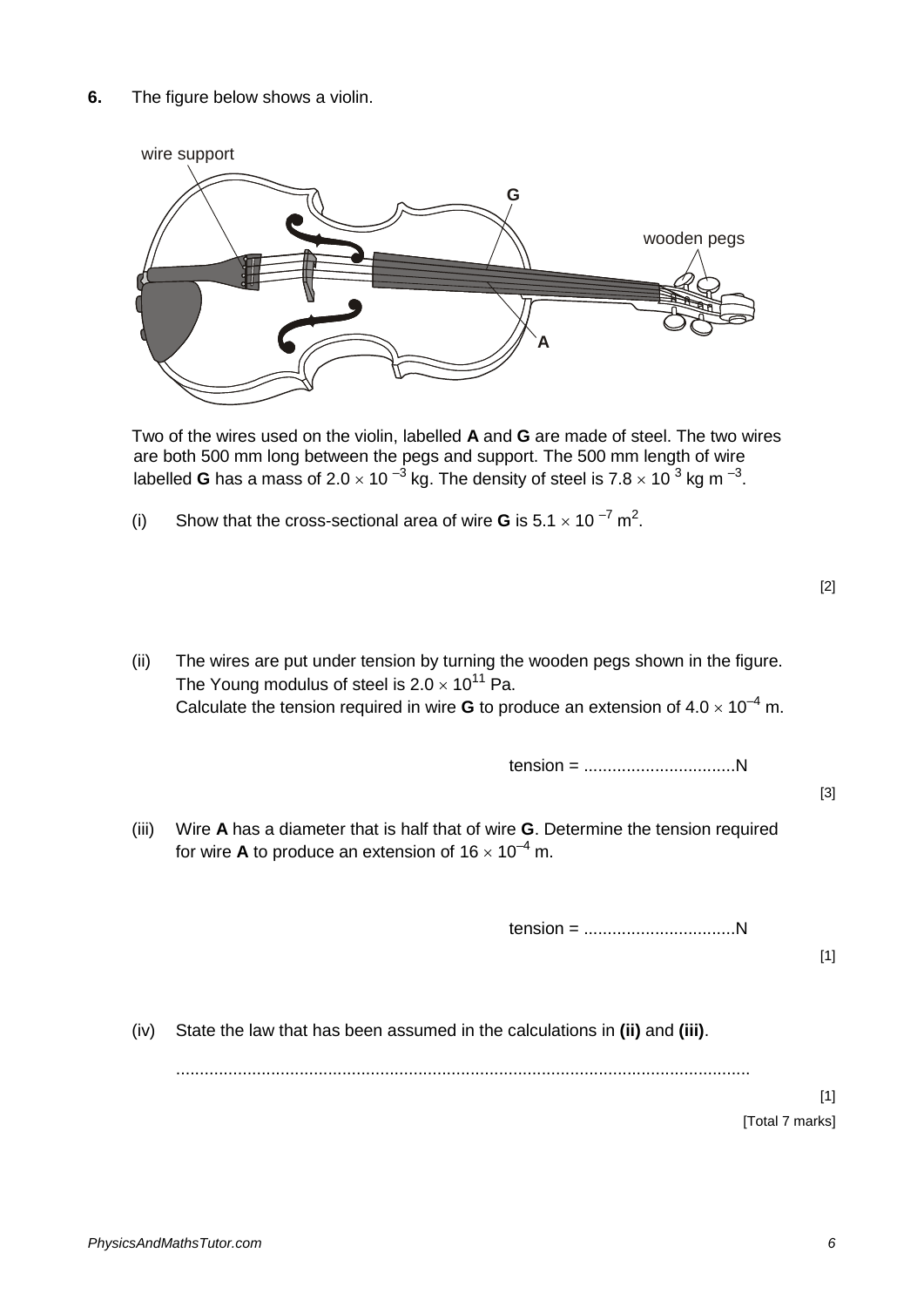**6.** The figure below shows a violin.

Two of the wires used on the violin, labelled **A** and **G** are made of steel. The two wires are both 500 mm long between the pegs and support. The 500 mm length of wire labelled **G** has a mass of $2.0 \times 10^{-3}$ kg. The density of steel is $7.8 \times 10^{3}$ kg m$^{-3}$.

(i) Show that the cross-sectional area of wire **G** is $5.1 \times 10^{-7}$ m$^2$.

[2]

(ii) The wires are put under tension by turning the wooden pegs shown in the figure. The Young modulus of steel is $2.0 \times 10^{11}$ Pa.
Calculate the tension required in wire **G** to produce an extension of $4.0 \times 10^{-4}$ m.

tension = ................................N

[3]

(iii) Wire **A** has a diameter that is half that of wire **G**. Determine the tension required for wire **A** to produce an extension of $16 \times 10^{-4}$ m.

tension = ................................N

[1]

(iv) State the law that has been assumed in the calculations in **(ii)** and **(iii)**.

..........................................................................................................................

[1]

[Total 7 marks]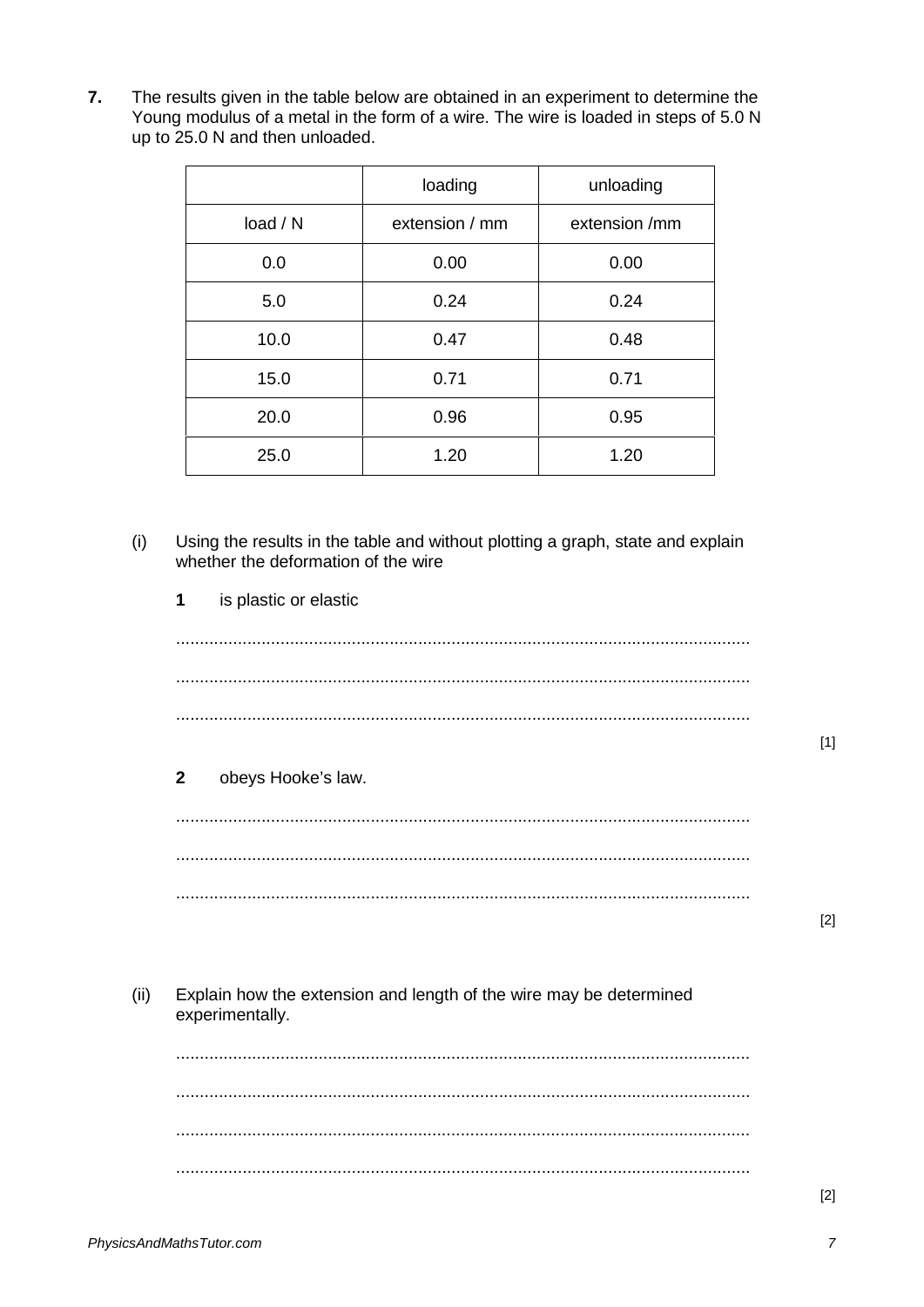**7.** The results given in the table below are obtained in an experiment to determine the Young modulus of a metal in the form of a wire. The wire is loaded in steps of 5.0 N up to 25.0 N and then unloaded.

| | loading | unloading |
|---|---|---|
| load / N | extension / mm | extension /mm |
| 0.0 | 0.00 | 0.00 |
| 5.0 | 0.24 | 0.24 |
| 10.0 | 0.47 | 0.48 |
| 15.0 | 0.71 | 0.71 |
| 20.0 | 0.96 | 0.95 |
| 25.0 | 1.20 | 1.20 |

(i) Using the results in the table and without plotting a graph, state and explain whether the deformation of the wire

**1** is plastic or elastic

........................................................................................................................

........................................................................................................................

........................................................................................................................

[1]

**2** obeys Hooke's law.

........................................................................................................................

........................................................................................................................

........................................................................................................................

[2]

(ii) Explain how the extension and length of the wire may be determined experimentally.

........................................................................................................................

........................................................................................................................

........................................................................................................................

........................................................................................................................

[2]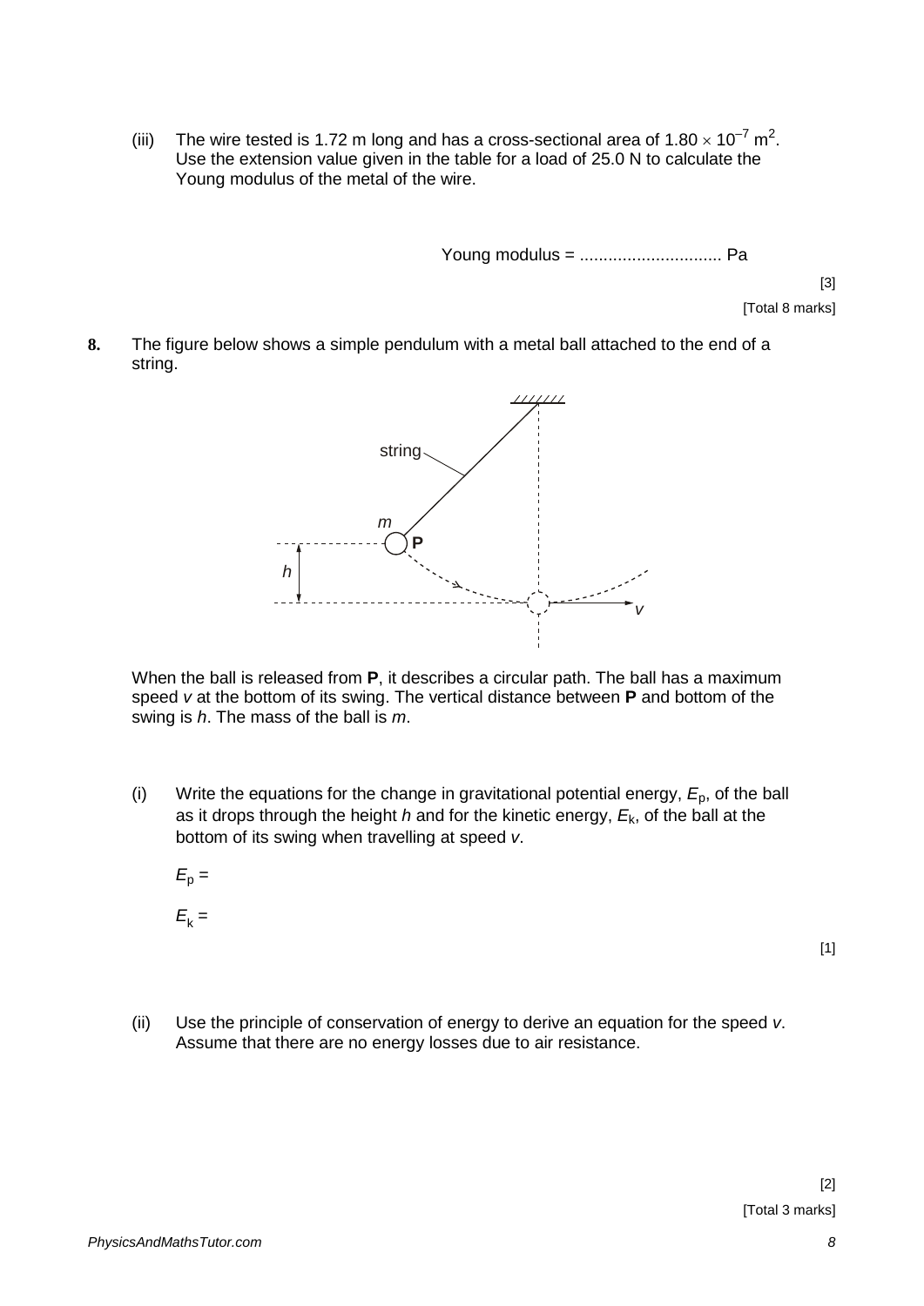(iii) The wire tested is 1.72 m long and has a cross-sectional area of $1.80 \times 10^{-7}$ m$^2$. Use the extension value given in the table for a load of 25.0 N to calculate the Young modulus of the metal of the wire.

Young modulus = .............................. Pa

[3]

[Total 8 marks]

**8.** The figure below shows a simple pendulum with a metal ball attached to the end of a string.

When the ball is released from **P**, it describes a circular path. The ball has a maximum speed $v$ at the bottom of its swing. The vertical distance between **P** and bottom of the swing is $h$. The mass of the ball is $m$.

(i) Write the equations for the change in gravitational potential energy, $E_p$, of the ball as it drops through the height $h$ and for the kinetic energy, $E_k$, of the ball at the bottom of its swing when travelling at speed $v$.

$E_p$ =

$E_k$ =

[1]

(ii) Use the principle of conservation of energy to derive an equation for the speed $v$. Assume that there are no energy losses due to air resistance.

[2]

[Total 3 marks]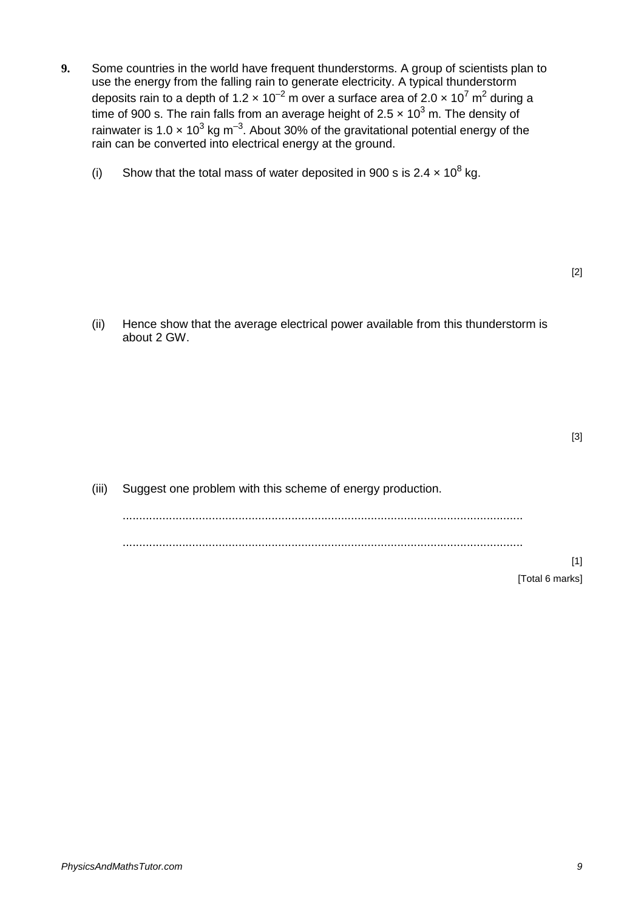**9.** Some countries in the world have frequent thunderstorms. A group of scientists plan to use the energy from the falling rain to generate electricity. A typical thunderstorm deposits rain to a depth of $1.2 \times 10^{-2}$ m over a surface area of $2.0 \times 10^{7}$ m$^{2}$ during a time of 900 s. The rain falls from an average height of $2.5 \times 10^{3}$ m. The density of rainwater is $1.0 \times 10^{3}$ kg m$^{-3}$. About 30% of the gravitational potential energy of the rain can be converted into electrical energy at the ground.

(i) Show that the total mass of water deposited in 900 s is $2.4 \times 10^{8}$ kg.

[2]

(ii) Hence show that the average electrical power available from this thunderstorm is about 2 GW.

[3]

(iii) Suggest one problem with this scheme of energy production.

.........................................................................................................................

.........................................................................................................................

[1]

[Total 6 marks]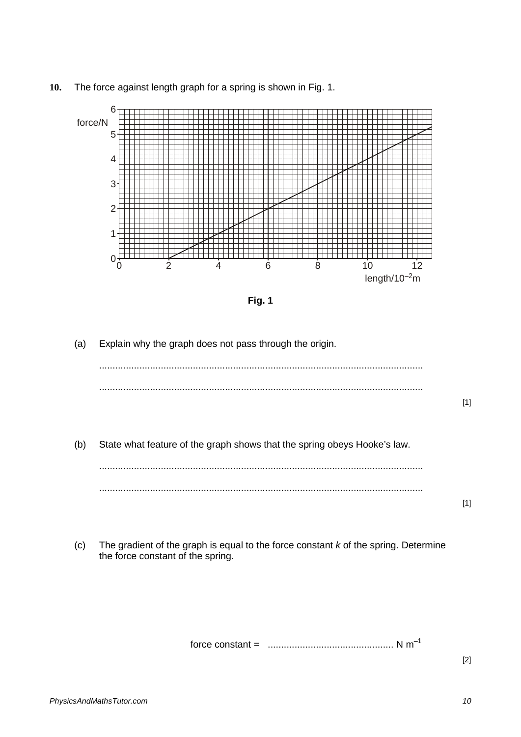**10.** The force against length graph for a spring is shown in Fig. 1.

Fig. 1

(a) Explain why the graph does not pass through the origin.

........................................................................................................................

........................................................................................................................

[1]

(b) State what feature of the graph shows that the spring obeys Hooke's law.

........................................................................................................................

........................................................................................................................

[1]

(c) The gradient of the graph is equal to the force constant *k* of the spring. Determine the force constant of the spring.

force constant = ............................................... N $m^{-1}$

[2]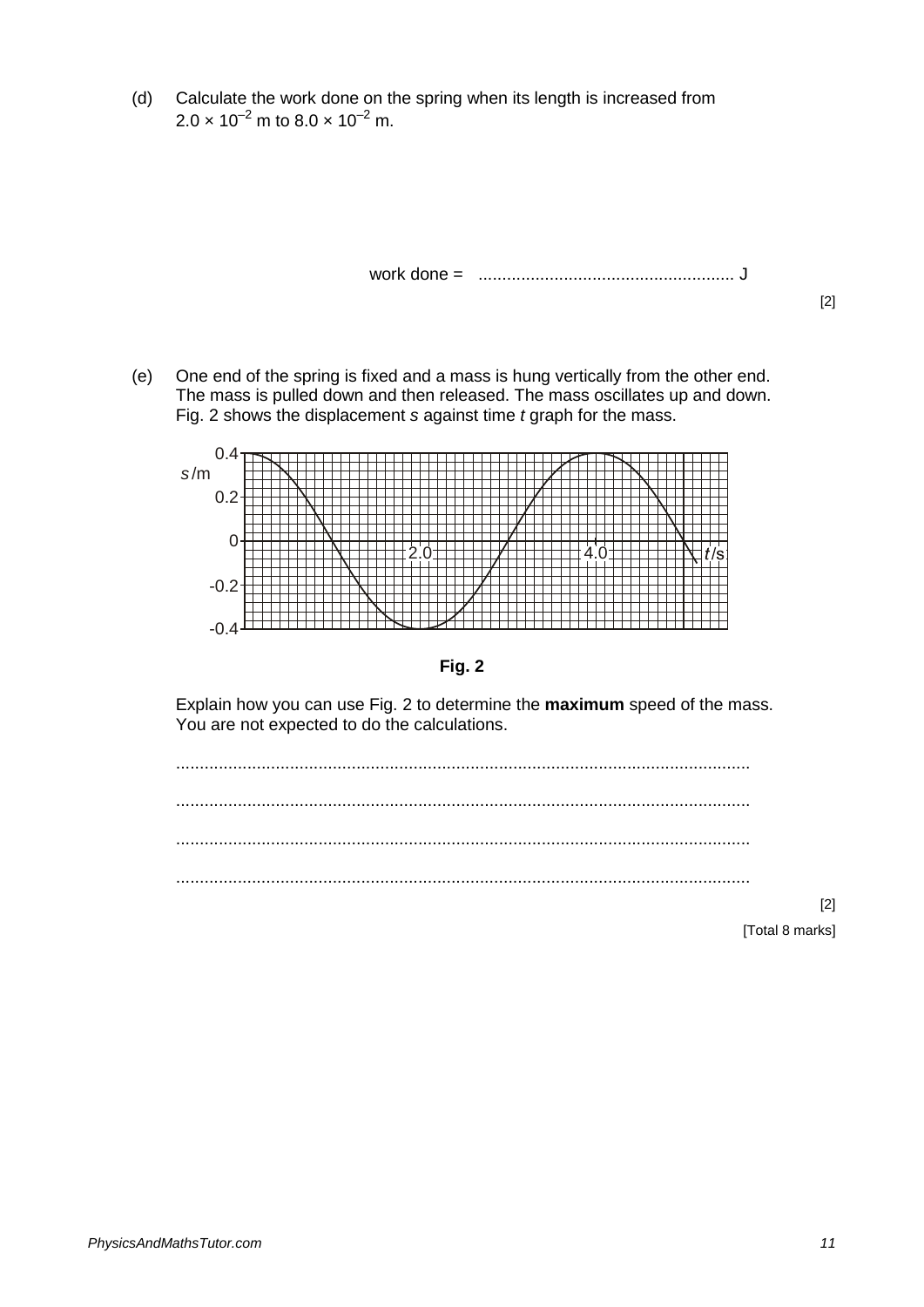(d) Calculate the work done on the spring when its length is increased from $2.0 \times 10^{-2}$ m to $8.0 \times 10^{-2}$ m.

work done = ...................................................... J

[2]

(e) One end of the spring is fixed and a mass is hung vertically from the other end. The mass is pulled down and then released. The mass oscillates up and down. Fig. 2 shows the displacement $s$ against time $t$ graph for the mass.

**Fig. 2**

Explain how you can use Fig. 2 to determine the **maximum** speed of the mass. You are not expected to do the calculations.

........................................................................................................................

........................................................................................................................

........................................................................................................................

........................................................................................................................

[2]

[Total 8 marks]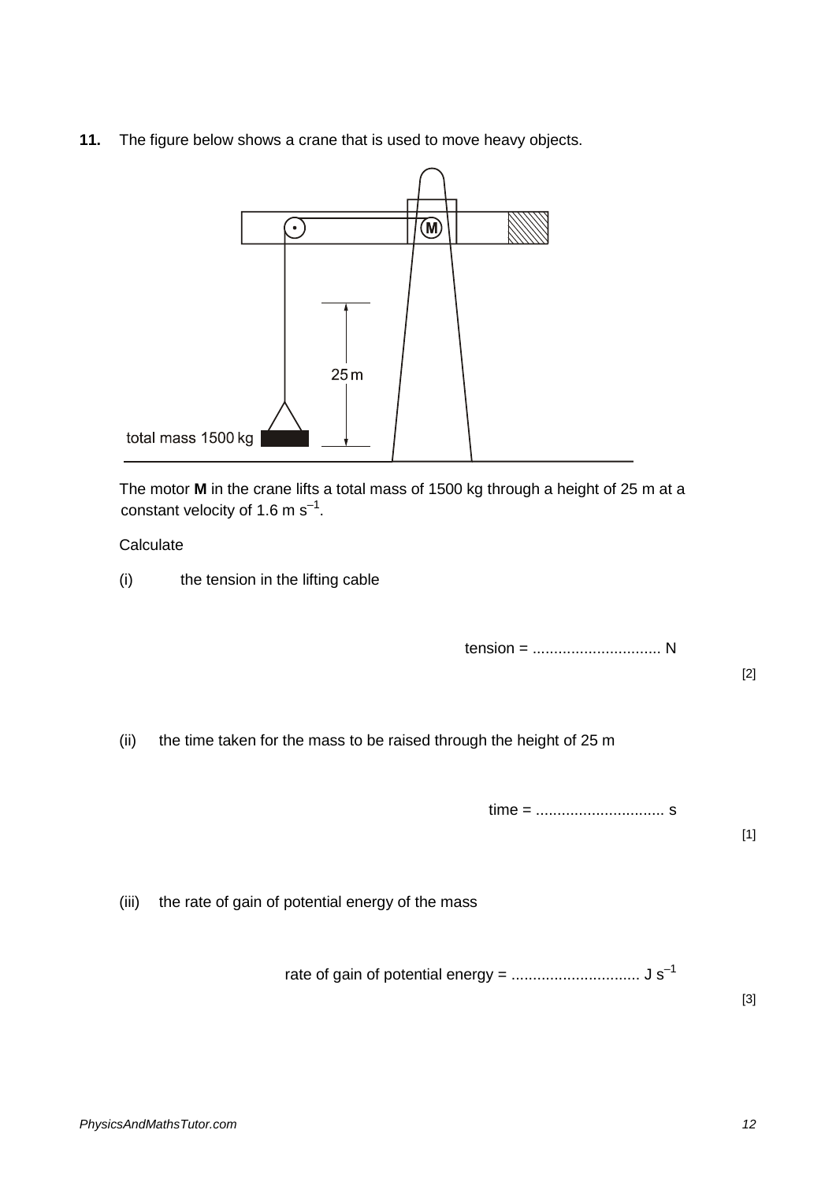**11.** The figure below shows a crane that is used to move heavy objects.

total mass 1500 kg

25 m

M

The motor **M** in the crane lifts a total mass of 1500 kg through a height of 25 m at a constant velocity of 1.6 m $s^{-1}$.

Calculate

(i) the tension in the lifting cable

tension = ............................. N

[2]

(ii) the time taken for the mass to be raised through the height of 25 m

time = ............................. s

[1]

(iii) the rate of gain of potential energy of the mass

rate of gain of potential energy = ............................. J $s^{-1}$

[3]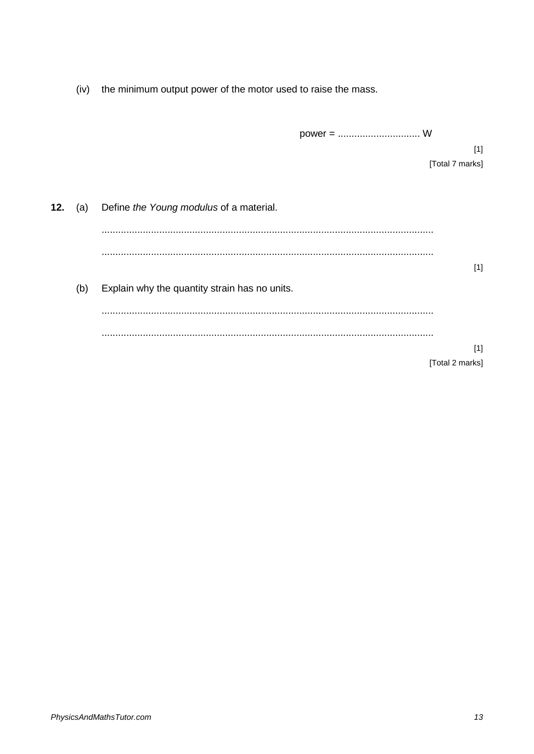(iv) the minimum output power of the motor used to raise the mass.

power = .............................. W

[1]

[Total 7 marks]

**12.** (a) Define *the Young modulus* of a material.

.........................................................................................................................

.........................................................................................................................

[1]

(b) Explain why the quantity strain has no units.

.........................................................................................................................

.........................................................................................................................

[1]

[Total 2 marks]